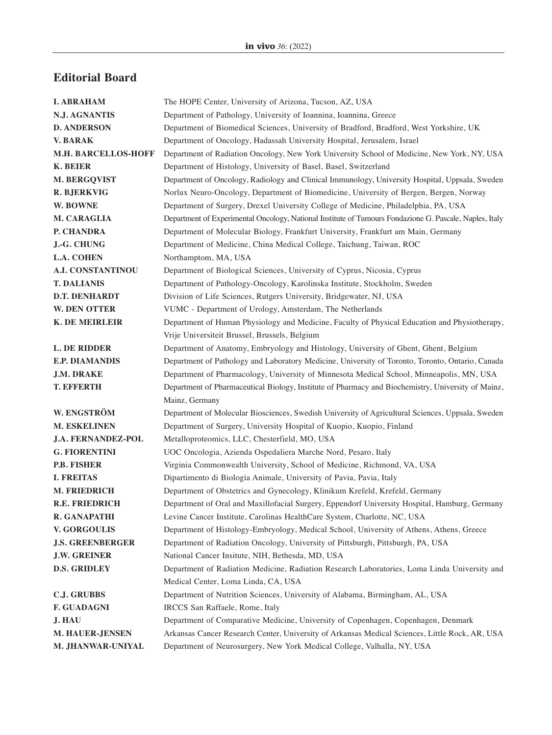## Editorial Board

| | |
|---|---|
| **I. ABRAHAM** | The HOPE Center, University of Arizona, Tucson, AZ, USA |
| **N.J. AGNANTIS** | Department of Pathology, University of Ioannina, Ioannina, Greece |
| **D. ANDERSON** | Department of Biomedical Sciences, University of Bradford, Bradford, West Yorkshire, UK |
| **V. BARAK** | Department of Oncology, Hadassah University Hospital, Jerusalem, Israel |
| **M.H. BARCELLOS-HOFF** | Department of Radiation Oncology, New York University School of Medicine, New York, NY, USA |
| **K. BEIER** | Department of Histology, University of Basel, Basel, Switzerland |
| **M. BERGQVIST** | Department of Oncology, Radiology and Clinical Immunology, University Hospital, Uppsala, Sweden |
| **R. BJERKVIG** | Norlux Neuro-Oncology, Department of Biomedicine, University of Bergen, Bergen, Norway |
| **W. BOWNE** | Department of Surgery, Drexel University College of Medicine, Philadelphia, PA, USA |
| **M. CARAGLIA** | Department of Experimental Oncology, National Institute of Tumours Fondazione G. Pascale, Naples, Italy |
| **P. CHANDRA** | Department of Molecular Biology, Frankfurt University, Frankfurt am Main, Germany |
| **J.-G. CHUNG** | Department of Medicine, China Medical College, Taichung, Taiwan, ROC |
| **L.A. COHEN** | Northamptom, MA, USA |
| **A.I. CONSTANTINOU** | Department of Biological Sciences, University of Cyprus, Nicosia, Cyprus |
| **T. DALIANIS** | Department of Pathology-Oncology, Karolinska Institute, Stockholm, Sweden |
| **D.T. DENHARDT** | Division of Life Sciences, Rutgers University, Bridgewater, NJ, USA |
| **W. DEN OTTER** | VUMC - Department of Urology, Amsterdam, The Netherlands |
| **K. DE MEIRLEIR** | Department of Human Physiology and Medicine, Faculty of Physical Education and Physiotherapy, Vrije Universiteit Brussel, Brussels, Belgium |
| **L. DE RIDDER** | Department of Anatomy, Embryology and Histology, University of Ghent, Ghent, Belgium |
| **E.P. DIAMANDIS** | Department of Pathology and Laboratory Medicine, University of Toronto, Toronto, Ontario, Canada |
| **J.M. DRAKE** | Department of Pharmacology, University of Minnesota Medical School, Minneapolis, MN, USA |
| **T. EFFERTH** | Department of Pharmaceutical Biology, Institute of Pharmacy and Biochemistry, University of Mainz, Mainz, Germany |
| **W. ENGSTRÖM** | Department of Molecular Biosciences, Swedish University of Agricultural Sciences, Uppsala, Sweden |
| **M. ESKELINEN** | Department of Surgery, University Hospital of Kuopio, Kuopio, Finland |
| **J.A. FERNANDEZ-POL** | Metalloproteomics, LLC, Chesterfield, MO, USA |
| **G. FIORENTINI** | UOC Oncologia, Azienda Ospedaliera Marche Nord, Pesaro, Italy |
| **P.B. FISHER** | Virginia Commonwealth University, School of Medicine, Richmond, VA, USA |
| **I. FREITAS** | Dipartimento di Biologia Animale, University of Pavia, Pavia, Italy |
| **M. FRIEDRICH** | Department of Obstetrics and Gynecology, Klinikum Krefeld, Krefeld, Germany |
| **R.E. FRIEDRICH** | Department of Oral and Maxillofacial Surgery, Eppendorf University Hospital, Hamburg, Germany |
| **R. GANAPATHI** | Levine Cancer Institute, Carolinas HealthCare System, Charlotte, NC, USA |
| **V. GORGOULIS** | Department of Histology-Embryology, Medical School, University of Athens, Athens, Greece |
| **J.S. GREENBERGER** | Department of Radiation Oncology, University of Pittsburgh, Pittsburgh, PA, USA |
| **J.W. GREINER** | National Cancer Insitute, NIH, Bethesda, MD, USA |
| **D.S. GRIDLEY** | Department of Radiation Medicine, Radiation Research Laboratories, Loma Linda University and Medical Center, Loma Linda, CA, USA |
| **C.J. GRUBBS** | Department of Nutrition Sciences, University of Alabama, Birmingham, AL, USA |
| **F. GUADAGNI** | IRCCS San Raffaele, Rome, Italy |
| **J. HAU** | Department of Comparative Medicine, University of Copenhagen, Copenhagen, Denmark |
| **M. HAUER-JENSEN** | Arkansas Cancer Research Center, University of Arkansas Medical Sciences, Little Rock, AR, USA |
| **M. JHANWAR-UNIYAL** | Department of Neurosurgery, New York Medical College, Valhalla, NY, USA |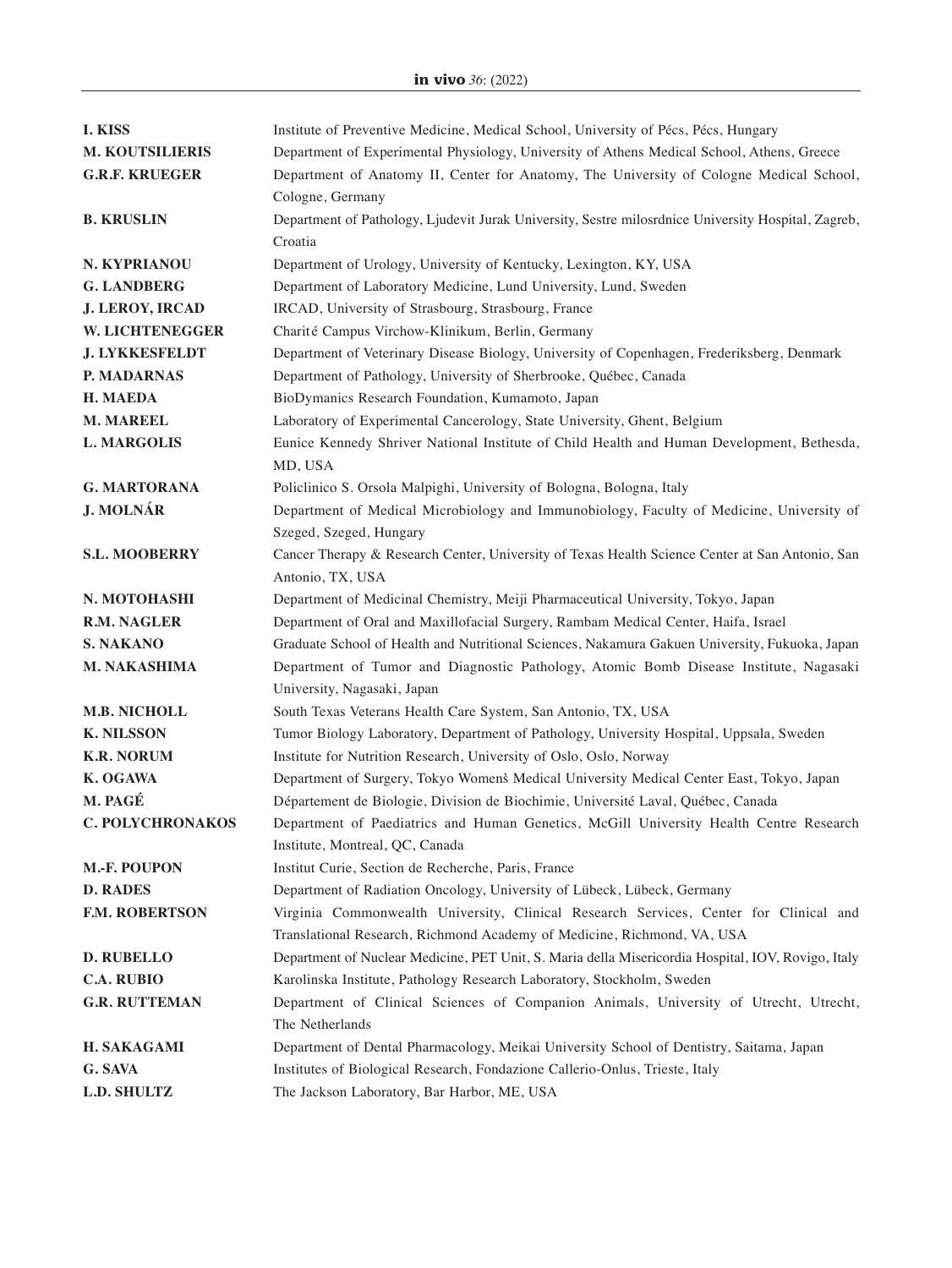| | |
|---|---|
| **I. KISS** | Institute of Preventive Medicine, Medical School, University of Pécs, Pécs, Hungary |
| **M. KOUTSILIERIS** | Department of Experimental Physiology, University of Athens Medical School, Athens, Greece |
| **G.R.F. KRUEGER** | Department of Anatomy II, Center for Anatomy, The University of Cologne Medical School, Cologne, Germany |
| **B. KRUSLIN** | Department of Pathology, Ljudevit Jurak University, Sestre milosrdnice University Hospital, Zagreb, Croatia |
| **N. KYPRIANOU** | Department of Urology, University of Kentucky, Lexington, KY, USA |
| **G. LANDBERG** | Department of Laboratory Medicine, Lund University, Lund, Sweden |
| **J. LEROY, IRCAD** | IRCAD, University of Strasbourg, Strasbourg, France |
| **W. LICHTENEGGER** | Charité Campus Virchow-Klinikum, Berlin, Germany |
| **J. LYKKESFELDT** | Department of Veterinary Disease Biology, University of Copenhagen, Frederiksberg, Denmark |
| **P. MADARNAS** | Department of Pathology, University of Sherbrooke, Québec, Canada |
| **H. MAEDA** | BioDymanics Research Foundation, Kumamoto, Japan |
| **M. MAREEL** | Laboratory of Experimental Cancerology, State University, Ghent, Belgium |
| **L. MARGOLIS** | Eunice Kennedy Shriver National Institute of Child Health and Human Development, Bethesda, MD, USA |
| **G. MARTORANA** | Policlinico S. Orsola Malpighi, University of Bologna, Bologna, Italy |
| **J. MOLNÁR** | Department of Medical Microbiology and Immunobiology, Faculty of Medicine, University of Szeged, Szeged, Hungary |
| **S.L. MOOBERRY** | Cancer Therapy & Research Center, University of Texas Health Science Center at San Antonio, San Antonio, TX, USA |
| **N. MOTOHASHI** | Department of Medicinal Chemistry, Meiji Pharmaceutical University, Tokyo, Japan |
| **R.M. NAGLER** | Department of Oral and Maxillofacial Surgery, Rambam Medical Center, Haifa, Israel |
| **S. NAKANO** | Graduate School of Health and Nutritional Sciences, Nakamura Gakuen University, Fukuoka, Japan |
| **M. NAKASHIMA** | Department of Tumor and Diagnostic Pathology, Atomic Bomb Disease Institute, Nagasaki University, Nagasaki, Japan |
| **M.B. NICHOLL** | South Texas Veterans Health Care System, San Antonio, TX, USA |
| **K. NILSSON** | Tumor Biology Laboratory, Department of Pathology, University Hospital, Uppsala, Sweden |
| **K.R. NORUM** | Institute for Nutrition Research, University of Oslo, Oslo, Norway |
| **K. OGAWA** | Department of Surgery, Tokyo Womenš Medical University Medical Center East, Tokyo, Japan |
| **M. PAGÉ** | Département de Biologie, Division de Biochimie, Université Laval, Québec, Canada |
| **C. POLYCHRONAKOS** | Department of Paediatrics and Human Genetics, McGill University Health Centre Research Institute, Montreal, QC, Canada |
| **M.-F. POUPON** | Institut Curie, Section de Recherche, Paris, France |
| **D. RADES** | Department of Radiation Oncology, University of Lübeck, Lübeck, Germany |
| **F.M. ROBERTSON** | Virginia Commonwealth University, Clinical Research Services, Center for Clinical and Translational Research, Richmond Academy of Medicine, Richmond, VA, USA |
| **D. RUBELLO** | Department of Nuclear Medicine, PET Unit, S. Maria della Misericordia Hospital, IOV, Rovigo, Italy |
| **C.A. RUBIO** | Karolinska Institute, Pathology Research Laboratory, Stockholm, Sweden |
| **G.R. RUTTEMAN** | Department of Clinical Sciences of Companion Animals, University of Utrecht, Utrecht, The Netherlands |
| **H. SAKAGAMI** | Department of Dental Pharmacology, Meikai University School of Dentistry, Saitama, Japan |
| **G. SAVA** | Institutes of Biological Research, Fondazione Callerio-Onlus, Trieste, Italy |
| **L.D. SHULTZ** | The Jackson Laboratory, Bar Harbor, ME, USA |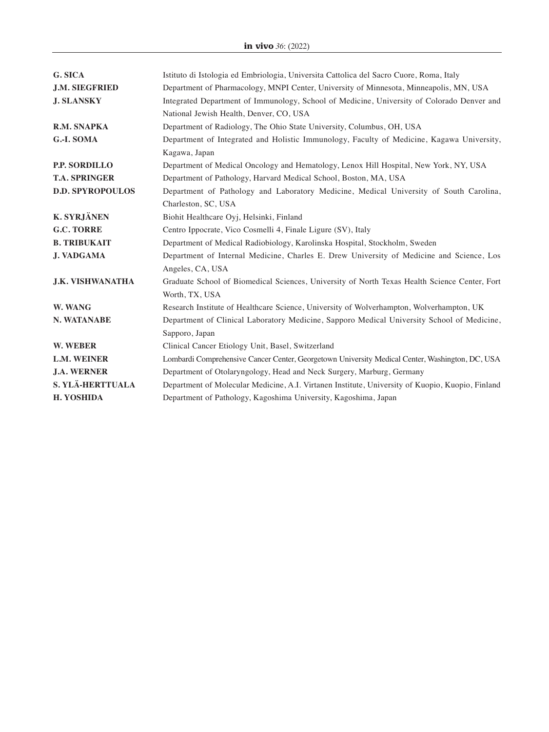| | |
|---|---|
| **G. SICA** | Istituto di Istologia ed Embriologia, Universita Cattolica del Sacro Cuore, Roma, Italy |
| **J.M. SIEGFRIED** | Department of Pharmacology, MNPI Center, University of Minnesota, Minneapolis, MN, USA |
| **J. SLANSKY** | Integrated Department of Immunology, School of Medicine, University of Colorado Denver and National Jewish Health, Denver, CO, USA |
| **R.M. SNAPKA** | Department of Radiology, The Ohio State University, Columbus, OH, USA |
| **G.-I. SOMA** | Department of Integrated and Holistic Immunology, Faculty of Medicine, Kagawa University, Kagawa, Japan |
| **P.P. SORDILLO** | Department of Medical Oncology and Hematology, Lenox Hill Hospital, New York, NY, USA |
| **T.A. SPRINGER** | Department of Pathology, Harvard Medical School, Boston, MA, USA |
| **D.D. SPYROPOULOS** | Department of Pathology and Laboratory Medicine, Medical University of South Carolina, Charleston, SC, USA |
| **K. SYRJÄNEN** | Biohit Healthcare Oyj, Helsinki, Finland |
| **G.C. TORRE** | Centro Ippocrate, Vico Cosmelli 4, Finale Ligure (SV), Italy |
| **B. TRIBUKAIT** | Department of Medical Radiobiology, Karolinska Hospital, Stockholm, Sweden |
| **J. VADGAMA** | Department of Internal Medicine, Charles E. Drew University of Medicine and Science, Los Angeles, CA, USA |
| **J.K. VISHWANATHA** | Graduate School of Biomedical Sciences, University of North Texas Health Science Center, Fort Worth, TX, USA |
| **W. WANG** | Research Institute of Healthcare Science, University of Wolverhampton, Wolverhampton, UK |
| **N. WATANABE** | Department of Clinical Laboratory Medicine, Sapporo Medical University School of Medicine, Sapporo, Japan |
| **W. WEBER** | Clinical Cancer Etiology Unit, Basel, Switzerland |
| **L.M. WEINER** | Lombardi Comprehensive Cancer Center, Georgetown University Medical Center, Washington, DC, USA |
| **J.A. WERNER** | Department of Otolaryngology, Head and Neck Surgery, Marburg, Germany |
| **S. YLÄ-HERTTUALA** | Department of Molecular Medicine, A.I. Virtanen Institute, University of Kuopio, Kuopio, Finland |
| **H. YOSHIDA** | Department of Pathology, Kagoshima University, Kagoshima, Japan |